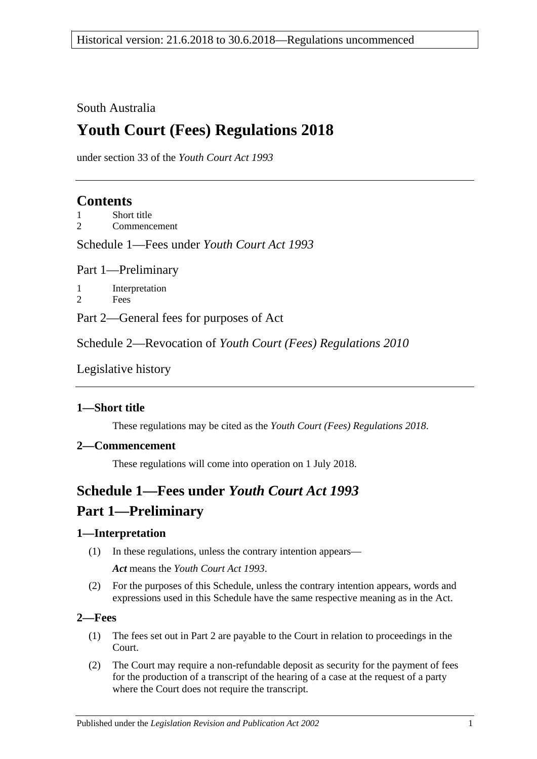Historical version: 21.6.2018 to 30.6.2018—Regulations uncommenced

South Australia

# Youth Court (Fees) Regulations 2018

under section 33 of the *Youth Court Act 1993*

## Contents

1 Short title
2 Commencement

Schedule 1—Fees under *Youth Court Act 1993*

Part 1—Preliminary

1 Interpretation
2 Fees

Part 2—General fees for purposes of Act

Schedule 2—Revocation of *Youth Court (Fees) Regulations 2010*

Legislative history

### 1—Short title

These regulations may be cited as the *Youth Court (Fees) Regulations 2018*.

### 2—Commencement

These regulations will come into operation on 1 July 2018.

## Schedule 1—Fees under *Youth Court Act 1993*

## Part 1—Preliminary

### 1—Interpretation

(1) In these regulations, unless the contrary intention appears—

***Act*** means the *Youth Court Act 1993*.

(2) For the purposes of this Schedule, unless the contrary intention appears, words and expressions used in this Schedule have the same respective meaning as in the Act.

### 2—Fees

(1) The fees set out in Part 2 are payable to the Court in relation to proceedings in the Court.

(2) The Court may require a non-refundable deposit as security for the payment of fees for the production of a transcript of the hearing of a case at the request of a party where the Court does not require the transcript.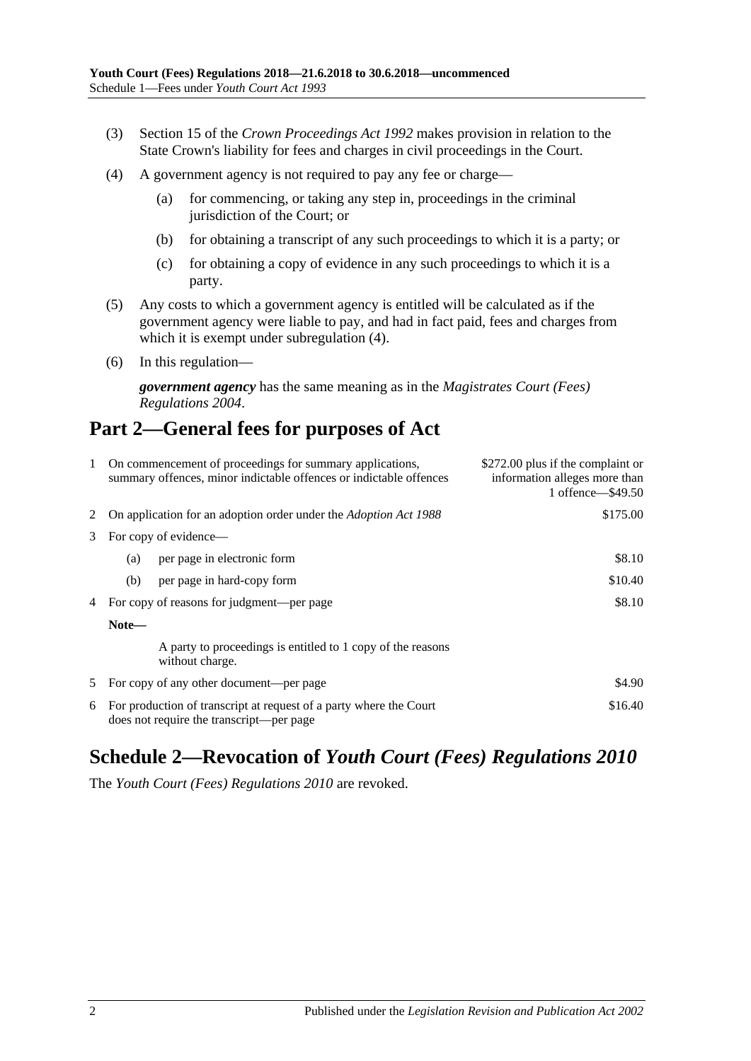(3) Section 15 of the *Crown Proceedings Act 1992* makes provision in relation to the State Crown's liability for fees and charges in civil proceedings in the Court.

(4) A government agency is not required to pay any fee or charge—

(a) for commencing, or taking any step in, proceedings in the criminal jurisdiction of the Court; or

(b) for obtaining a transcript of any such proceedings to which it is a party; or

(c) for obtaining a copy of evidence in any such proceedings to which it is a party.

(5) Any costs to which a government agency is entitled will be calculated as if the government agency were liable to pay, and had in fact paid, fees and charges from which it is exempt under subregulation (4).

(6) In this regulation—

***government agency*** has the same meaning as in the *Magistrates Court (Fees) Regulations 2004*.

## Part 2—General fees for purposes of Act

| | | |
|---|---|---|
| 1 | On commencement of proceedings for summary applications, summary offences, minor indictable offences or indictable offences | $272.00 plus if the complaint or information alleges more than 1 offence—$49.50 |
| 2 | On application for an adoption order under the *Adoption Act 1988* | $175.00 |
| 3 | For copy of evidence— | |
| | (a) per page in electronic form | $8.10 |
| | (b) per page in hard-copy form | $10.40 |
| 4 | For copy of reasons for judgment—per page | $8.10 |
| | **Note—** A party to proceedings is entitled to 1 copy of the reasons without charge. | |
| 5 | For copy of any other document—per page | $4.90 |
| 6 | For production of transcript at request of a party where the Court does not require the transcript—per page | $16.40 |

## Schedule 2—Revocation of *Youth Court (Fees) Regulations 2010*

The *Youth Court (Fees) Regulations 2010* are revoked.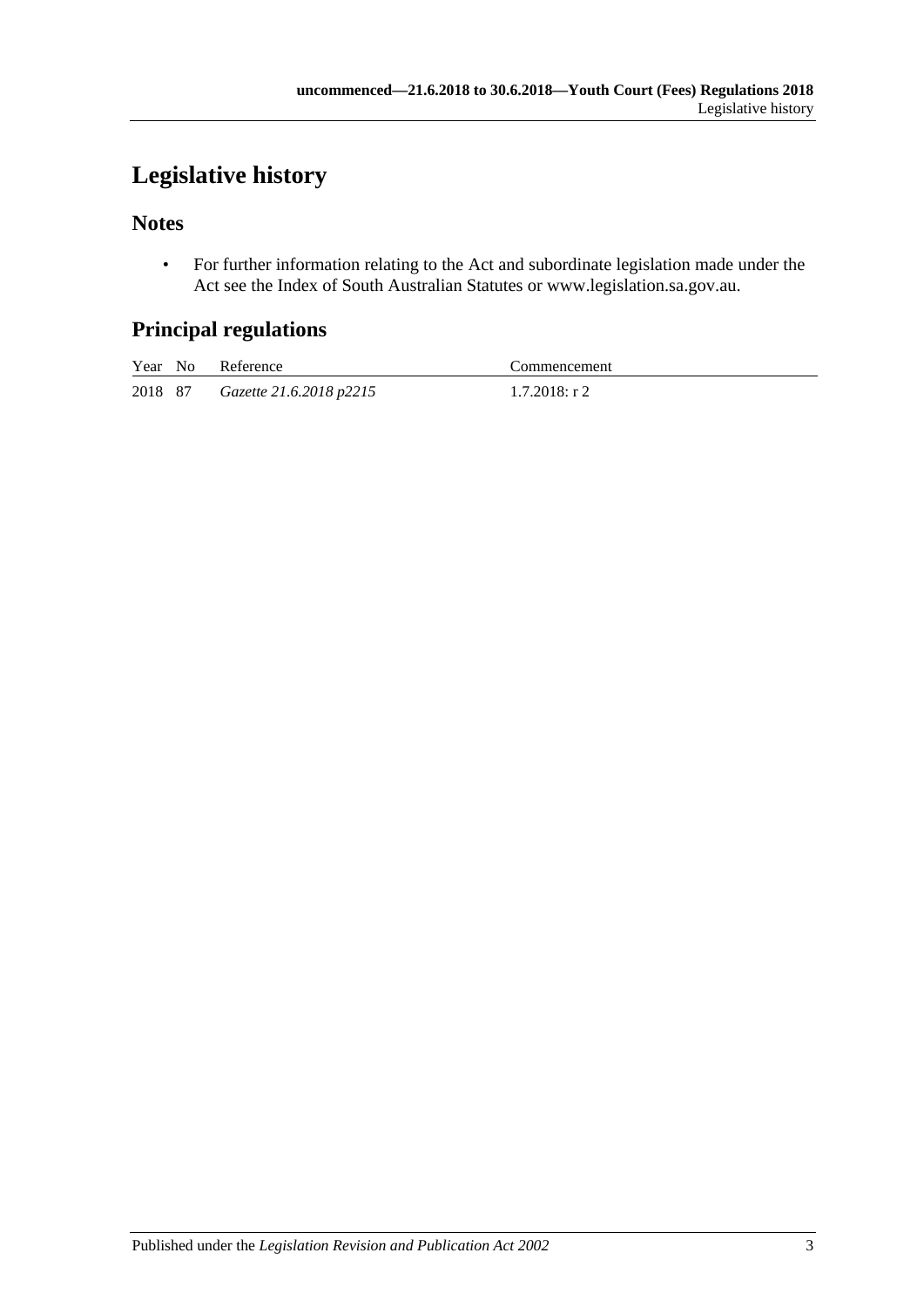# Legislative history

## Notes

- For further information relating to the Act and subordinate legislation made under the Act see the Index of South Australian Statutes or www.legislation.sa.gov.au.

## Principal regulations

| Year | No | Reference | Commencement |
|---|---|---|---|
| 2018 | 87 | *Gazette 21.6.2018 p2215* | 1.7.2018: r 2 |